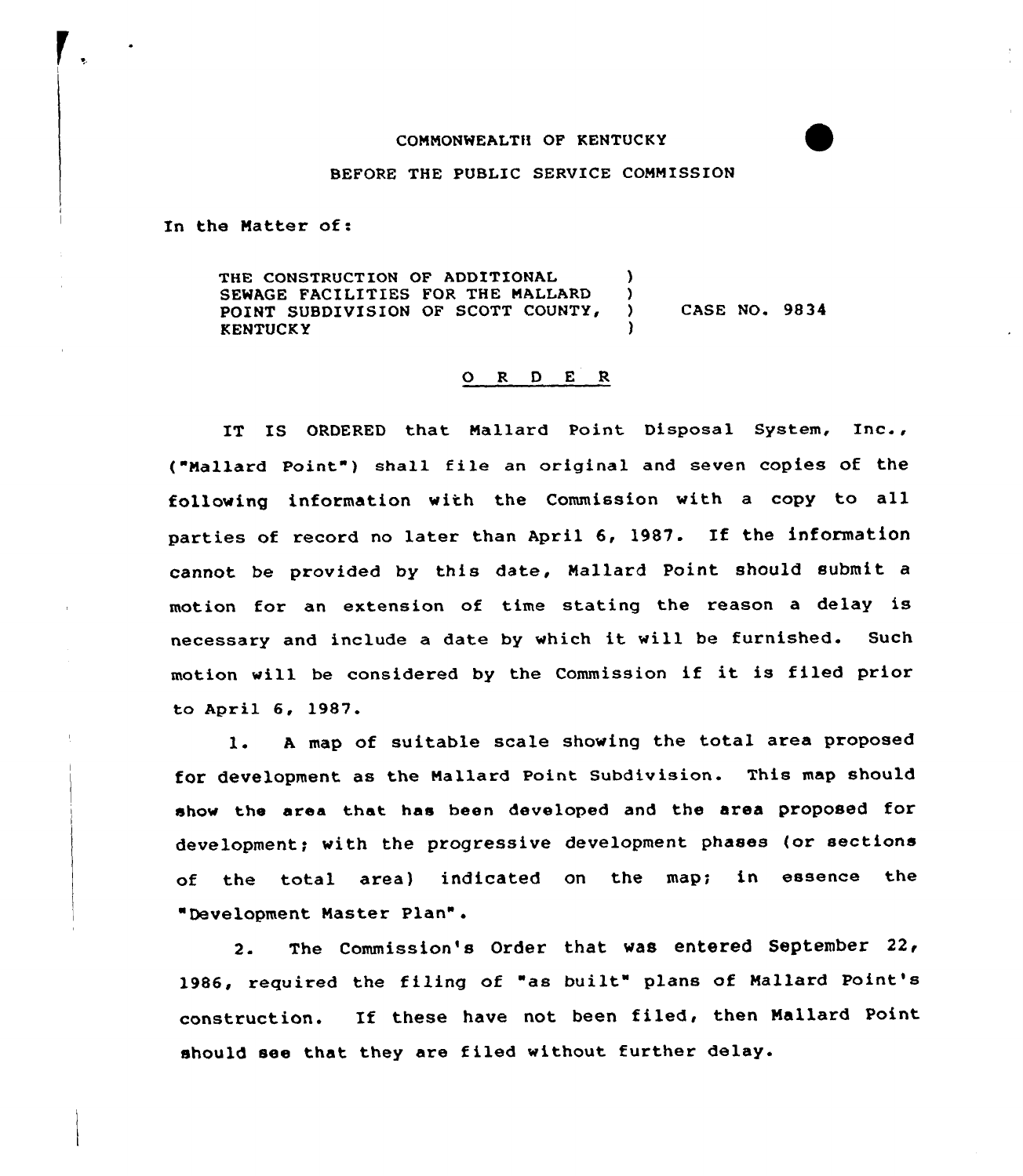COMMONWEALTH OF KENTUCKY

BEFORE THE PUBLIC SERVICE COMMISSION

In the Matter of:

| | | |
|---|---|---|
| THE CONSTRUCTION OF ADDITIONAL SEWAGE FACILITIES FOR THE MALLARD POINT SUBDIVISION OF SCOTT COUNTY, KENTUCKY | ) ) ) ) | CASE NO. 9834 |

## O R D E R

IT IS ORDERED that Mallard Point Disposal System, Inc., ("Mallard Point") shall file an original and seven copies of the following information with the Commission with a copy to all parties of record no later than April 6, 1987. If the information cannot be provided by this date, Mallard Point should submit a motion for an extension of time stating the reason a delay is necessary and include a date by which it will be furnished. Such motion will be considered by the Commission if it is filed prior to April 6, 1987.

1. A map of suitable scale showing the total area proposed for development as the Mallard Point Subdivision. This map should show the area that has been developed and the area proposed for development; with the progressive development phases (or sections of the total area) indicated on the map; in essence the "Development Master Plan".

2. The Commission's Order that was entered September 22, 1986, required the filing of "as built" plans of Mallard Point's construction. If these have not been filed, then Mallard Point should see that they are filed without further delay.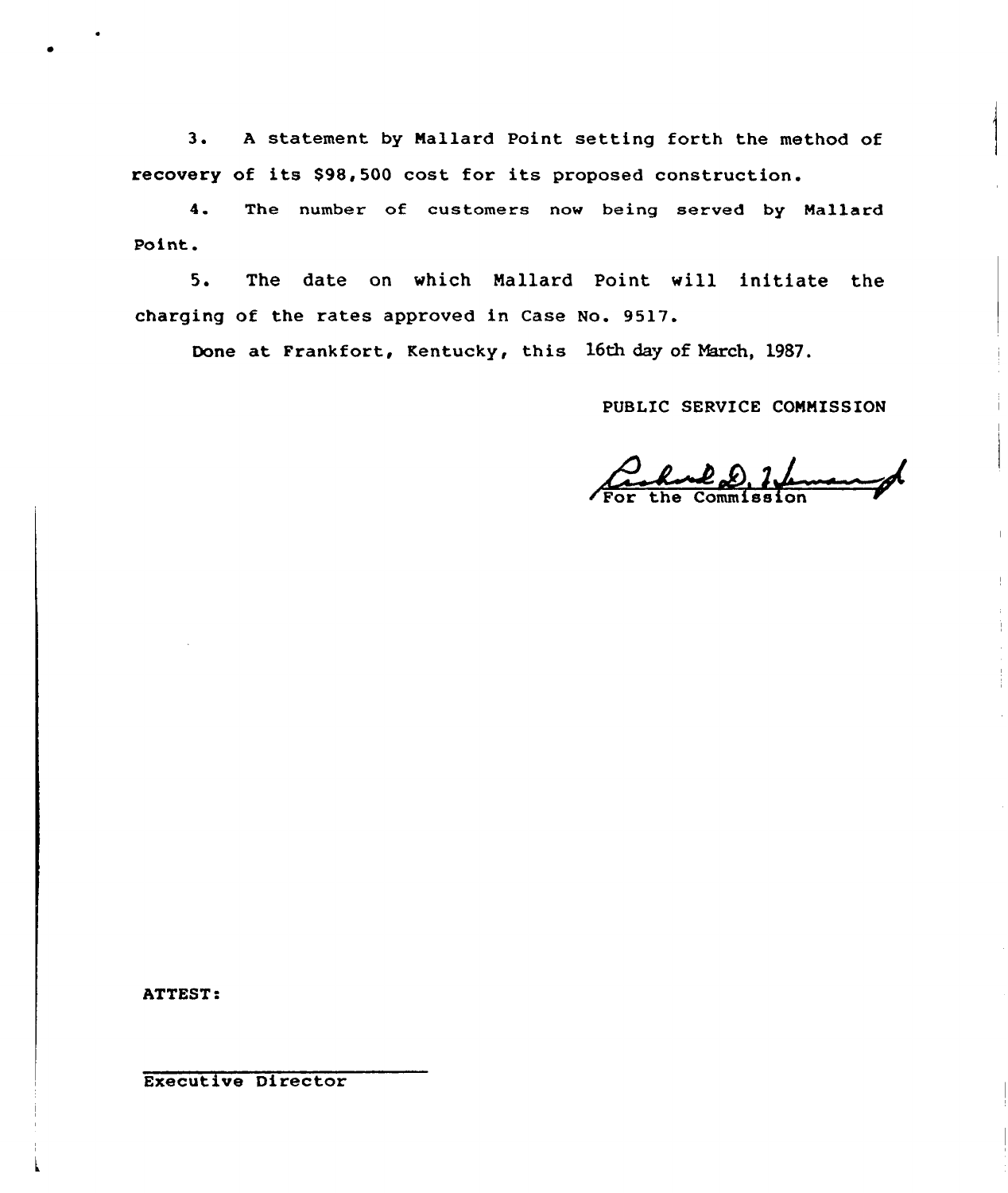3. A statement by Mallard Point setting forth the method of recovery of its $98,500 cost for its proposed construction.

4. The number of customers now being served by Mallard Point.

5. The date on which Mallard Point will initiate the charging of the rates approved in Case No. 9517.

Done at Frankfort, Kentucky, this 16th day of March, 1987.

PUBLIC SERVICE COMMISSION

For the Commission

ATTEST:

Executive Director